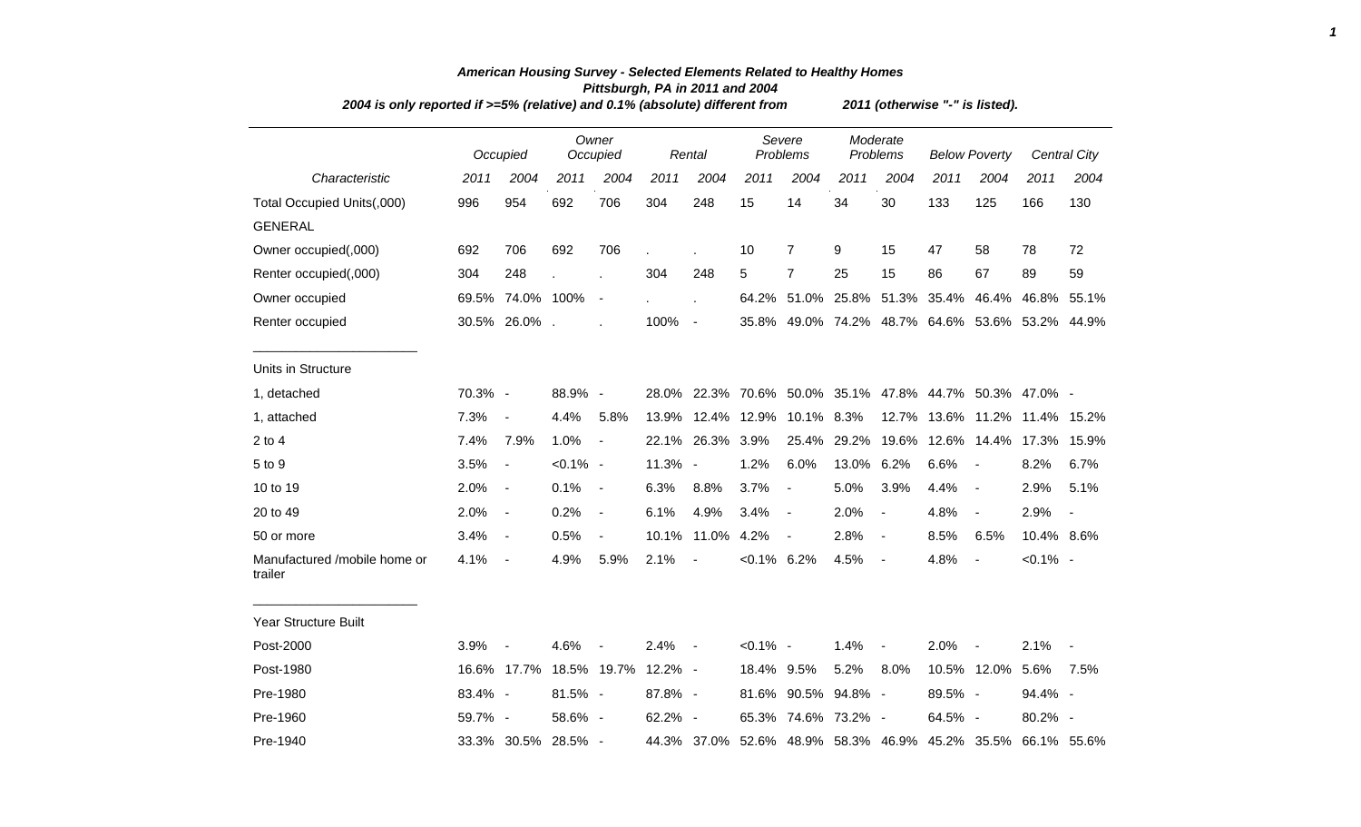# American Housing Survey - Selected Elements Related to Healthy Homes

## Pittsburgh, PA in 2011 and 2004

*2004 is only reported if >=5% (relative) and 0.1% (absolute) different from 2011 (otherwise "-" is listed).*

| | Occupied | | Owner Occupied | | Rental | | Severe Problems | | Moderate Problems | | Below Poverty | | Central City | |
|---|---|---|---|---|---|---|---|---|---|---|---|---|---|---|
| *Characteristic* | *2011* | *2004* | *2011* | *2004* | *2011* | *2004* | *2011* | *2004* | *2011* | *2004* | *2011* | *2004* | *2011* | *2004* |
| Total Occupied Units(,000) | 996 | 954 | 692 | 706 | 304 | 248 | 15 | 14 | 34 | 30 | 133 | 125 | 166 | 130 |
| GENERAL | | | | | | | | | | | | | | |
| Owner occupied(,000) | 692 | 706 | 692 | 706 | . | . | 10 | 7 | 9 | 15 | 47 | 58 | 78 | 72 |
| Renter occupied(,000) | 304 | 248 | . | . | 304 | 248 | 5 | 7 | 25 | 15 | 86 | 67 | 89 | 59 |
| Owner occupied | 69.5% | 74.0% | 100% | - | . | . | 64.2% | 51.0% | 25.8% | 51.3% | 35.4% | 46.4% | 46.8% | 55.1% |
| Renter occupied | 30.5% | 26.0% | . | . | 100% | - | 35.8% | 49.0% | 74.2% | 48.7% | 64.6% | 53.6% | 53.2% | 44.9% |
| Units in Structure | | | | | | | | | | | | | | |
| 1, detached | 70.3% | - | 88.9% | - | 28.0% | 22.3% | 70.6% | 50.0% | 35.1% | 47.8% | 44.7% | 50.3% | 47.0% | - |
| 1, attached | 7.3% | - | 4.4% | 5.8% | 13.9% | 12.4% | 12.9% | 10.1% | 8.3% | 12.7% | 13.6% | 11.2% | 11.4% | 15.2% |
| 2 to 4 | 7.4% | 7.9% | 1.0% | - | 22.1% | 26.3% | 3.9% | 25.4% | 29.2% | 19.6% | 12.6% | 14.4% | 17.3% | 15.9% |
| 5 to 9 | 3.5% | - | <0.1% | - | 11.3% | - | 1.2% | 6.0% | 13.0% | 6.2% | 6.6% | - | 8.2% | 6.7% |
| 10 to 19 | 2.0% | - | 0.1% | - | 6.3% | 8.8% | 3.7% | - | 5.0% | 3.9% | 4.4% | - | 2.9% | 5.1% |
| 20 to 49 | 2.0% | - | 0.2% | - | 6.1% | 4.9% | 3.4% | - | 2.0% | - | 4.8% | - | 2.9% | - |
| 50 or more | 3.4% | - | 0.5% | - | 10.1% | 11.0% | 4.2% | - | 2.8% | - | 8.5% | 6.5% | 10.4% | 8.6% |
| Manufactured /mobile home or trailer | 4.1% | - | 4.9% | 5.9% | 2.1% | - | <0.1% | 6.2% | 4.5% | - | 4.8% | - | <0.1% | - |
| Year Structure Built | | | | | | | | | | | | | | |
| Post-2000 | 3.9% | - | 4.6% | - | 2.4% | - | <0.1% | - | 1.4% | - | 2.0% | - | 2.1% | - |
| Post-1980 | 16.6% | 17.7% | 18.5% | 19.7% | 12.2% | - | 18.4% | 9.5% | 5.2% | 8.0% | 10.5% | 12.0% | 5.6% | 7.5% |
| Pre-1980 | 83.4% | - | 81.5% | - | 87.8% | - | 81.6% | 90.5% | 94.8% | - | 89.5% | - | 94.4% | - |
| Pre-1960 | 59.7% | - | 58.6% | - | 62.2% | - | 65.3% | 74.6% | 73.2% | - | 64.5% | - | 80.2% | - |
| Pre-1940 | 33.3% | 30.5% | 28.5% | - | 44.3% | 37.0% | 52.6% | 48.9% | 58.3% | 46.9% | 45.2% | 35.5% | 66.1% | 55.6% |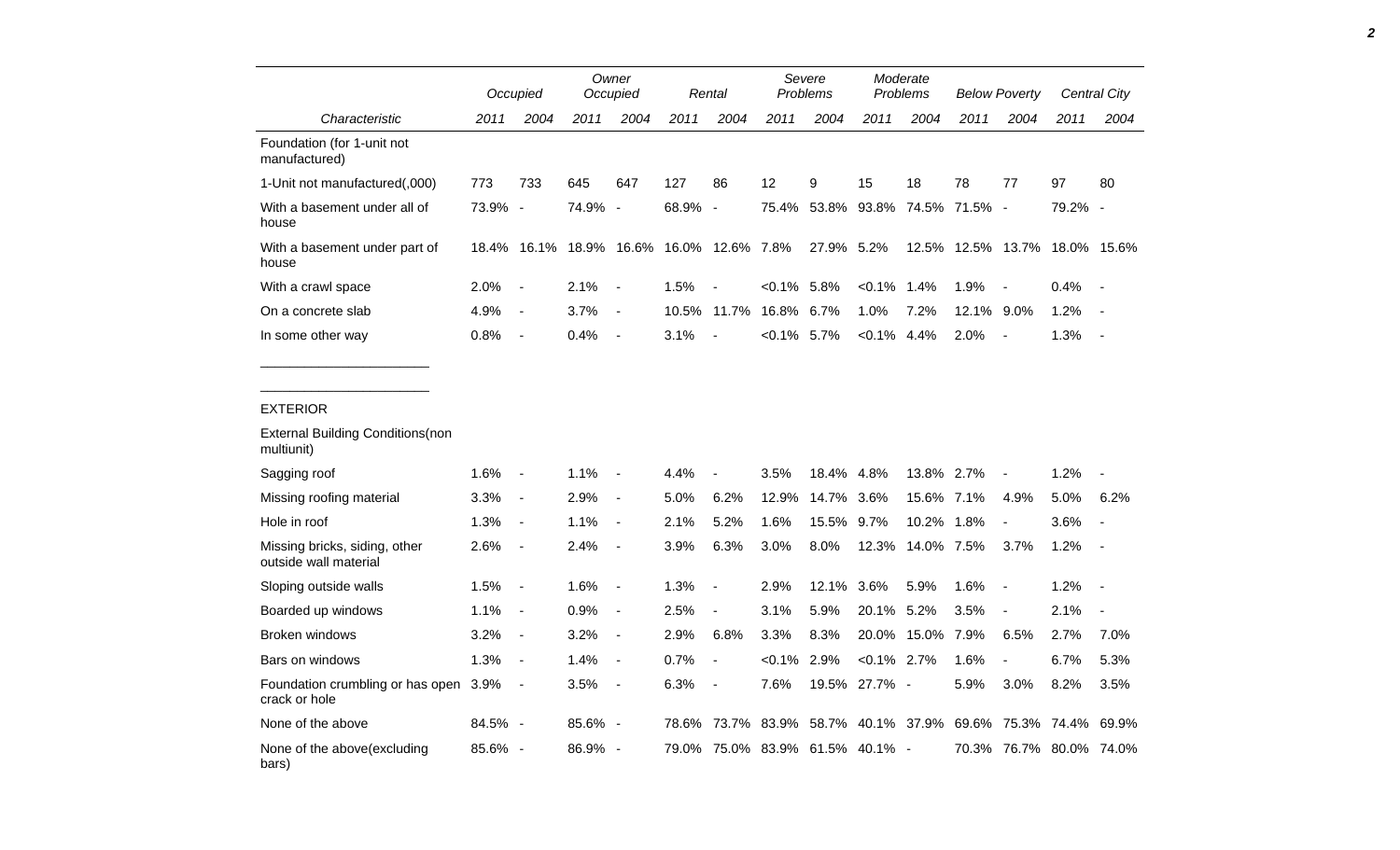| Characteristic | Occupied 2011 | Occupied 2004 | Owner Occupied 2011 | Owner Occupied 2004 | Rental 2011 | Rental 2004 | Severe Problems 2011 | Severe Problems 2004 | Moderate Problems 2011 | Moderate Problems 2004 | Below Poverty 2011 | Below Poverty 2004 | Central City 2011 | Central City 2004 |
|---|---|---|---|---|---|---|---|---|---|---|---|---|---|---|
| Foundation (for 1-unit not manufactured) | | | | | | | | | | | | | | |
| 1-Unit not manufactured(,000) | 773 | 733 | 645 | 647 | 127 | 86 | 12 | 9 | 15 | 18 | 78 | 77 | 97 | 80 |
| With a basement under all of house | 73.9% | - | 74.9% | - | 68.9% | - | 75.4% | 53.8% | 93.8% | 74.5% | 71.5% | - | 79.2% | - |
| With a basement under part of house | 18.4% | 16.1% | 18.9% | 16.6% | 16.0% | 12.6% | 7.8% | 27.9% | 5.2% | 12.5% | 12.5% | 13.7% | 18.0% | 15.6% |
| With a crawl space | 2.0% | - | 2.1% | - | 1.5% | - | <0.1% | 5.8% | <0.1% | 1.4% | 1.9% | - | 0.4% | - |
| On a concrete slab | 4.9% | - | 3.7% | - | 10.5% | 11.7% | 16.8% | 6.7% | 1.0% | 7.2% | 12.1% | 9.0% | 1.2% | - |
| In some other way | 0.8% | - | 0.4% | - | 3.1% | - | <0.1% | 5.7% | <0.1% | 4.4% | 2.0% | - | 1.3% | - |
| EXTERIOR | | | | | | | | | | | | | | |
| External Building Conditions(non multiunit) | | | | | | | | | | | | | | |
| Sagging roof | 1.6% | - | 1.1% | - | 4.4% | - | 3.5% | 18.4% | 4.8% | 13.8% | 2.7% | - | 1.2% | - |
| Missing roofing material | 3.3% | - | 2.9% | - | 5.0% | 6.2% | 12.9% | 14.7% | 3.6% | 15.6% | 7.1% | 4.9% | 5.0% | 6.2% |
| Hole in roof | 1.3% | - | 1.1% | - | 2.1% | 5.2% | 1.6% | 15.5% | 9.7% | 10.2% | 1.8% | - | 3.6% | - |
| Missing bricks, siding, other outside wall material | 2.6% | - | 2.4% | - | 3.9% | 6.3% | 3.0% | 8.0% | 12.3% | 14.0% | 7.5% | 3.7% | 1.2% | - |
| Sloping outside walls | 1.5% | - | 1.6% | - | 1.3% | - | 2.9% | 12.1% | 3.6% | 5.9% | 1.6% | - | 1.2% | - |
| Boarded up windows | 1.1% | - | 0.9% | - | 2.5% | - | 3.1% | 5.9% | 20.1% | 5.2% | 3.5% | - | 2.1% | - |
| Broken windows | 3.2% | - | 3.2% | - | 2.9% | 6.8% | 3.3% | 8.3% | 20.0% | 15.0% | 7.9% | 6.5% | 2.7% | 7.0% |
| Bars on windows | 1.3% | - | 1.4% | - | 0.7% | - | <0.1% | 2.9% | <0.1% | 2.7% | 1.6% | - | 6.7% | 5.3% |
| Foundation crumbling or has open crack or hole | 3.9% | - | 3.5% | - | 6.3% | - | 7.6% | 19.5% | 27.7% | - | 5.9% | 3.0% | 8.2% | 3.5% |
| None of the above | 84.5% | - | 85.6% | - | 78.6% | 73.7% | 83.9% | 58.7% | 40.1% | 37.9% | 69.6% | 75.3% | 74.4% | 69.9% |
| None of the above(excluding bars) | 85.6% | - | 86.9% | - | 79.0% | 75.0% | 83.9% | 61.5% | 40.1% | - | 70.3% | 76.7% | 80.0% | 74.0% |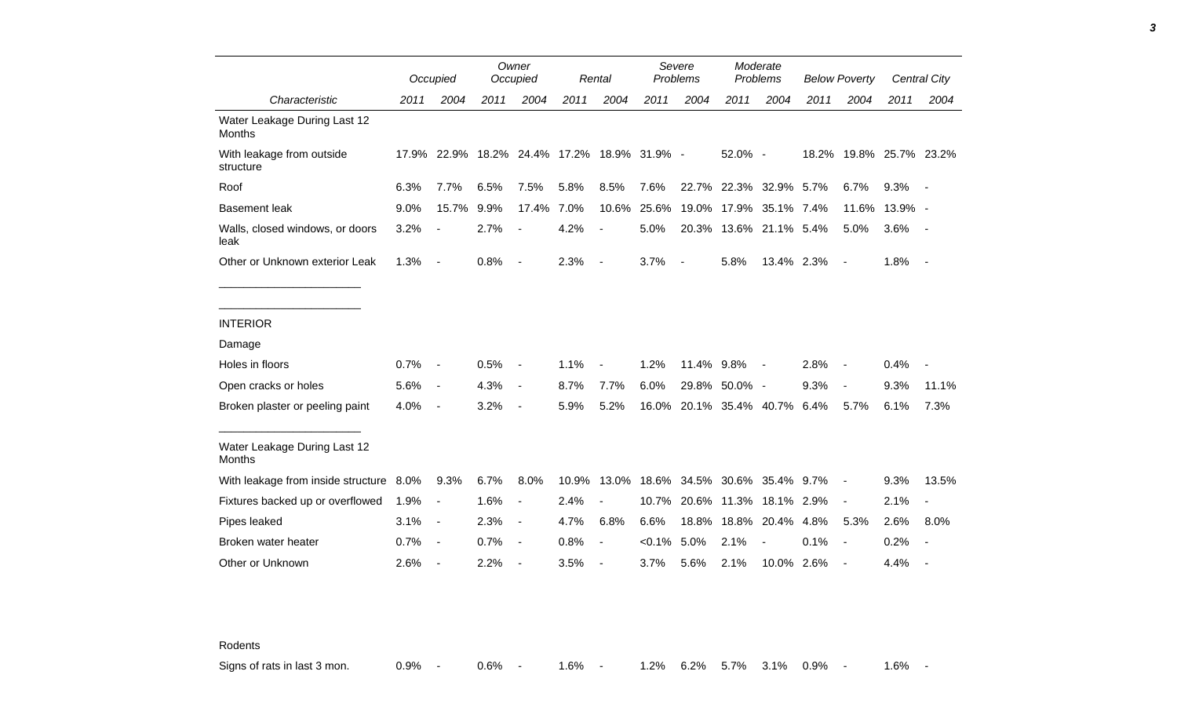| Characteristic | Occupied | | Owner Occupied | | Rental | | Severe Problems | | Moderate Problems | | Below Poverty | | Central City | |
|---|---|---|---|---|---|---|---|---|---|---|---|---|---|---|
| | 2011 | 2004 | 2011 | 2004 | 2011 | 2004 | 2011 | 2004 | 2011 | 2004 | 2011 | 2004 | 2011 | 2004 |
| Water Leakage During Last 12 Months | | | | | | | | | | | | | | |
| With leakage from outside structure | 17.9% | 22.9% | 18.2% | 24.4% | 17.2% | 18.9% | 31.9% | - | 52.0% | - | 18.2% | 19.8% | 25.7% | 23.2% |
| Roof | 6.3% | 7.7% | 6.5% | 7.5% | 5.8% | 8.5% | 7.6% | 22.7% | 22.3% | 32.9% | 5.7% | 6.7% | 9.3% | - |
| Basement leak | 9.0% | 15.7% | 9.9% | 17.4% | 7.0% | 10.6% | 25.6% | 19.0% | 17.9% | 35.1% | 7.4% | 11.6% | 13.9% | - |
| Walls, closed windows, or doors leak | 3.2% | - | 2.7% | - | 4.2% | - | 5.0% | 20.3% | 13.6% | 21.1% | 5.4% | 5.0% | 3.6% | - |
| Other or Unknown exterior Leak | 1.3% | - | 0.8% | - | 2.3% | - | 3.7% | - | 5.8% | 13.4% | 2.3% | - | 1.8% | - |
| INTERIOR | | | | | | | | | | | | | | |
| Damage | | | | | | | | | | | | | | |
| Holes in floors | 0.7% | - | 0.5% | - | 1.1% | - | 1.2% | 11.4% | 9.8% | - | 2.8% | - | 0.4% | - |
| Open cracks or holes | 5.6% | - | 4.3% | - | 8.7% | 7.7% | 6.0% | 29.8% | 50.0% | - | 9.3% | - | 9.3% | 11.1% |
| Broken plaster or peeling paint | 4.0% | - | 3.2% | - | 5.9% | 5.2% | 16.0% | 20.1% | 35.4% | 40.7% | 6.4% | 5.7% | 6.1% | 7.3% |
| Water Leakage During Last 12 Months | | | | | | | | | | | | | | |
| With leakage from inside structure | 8.0% | 9.3% | 6.7% | 8.0% | 10.9% | 13.0% | 18.6% | 34.5% | 30.6% | 35.4% | 9.7% | - | 9.3% | 13.5% |
| Fixtures backed up or overflowed | 1.9% | - | 1.6% | - | 2.4% | - | 10.7% | 20.6% | 11.3% | 18.1% | 2.9% | - | 2.1% | - |
| Pipes leaked | 3.1% | - | 2.3% | - | 4.7% | 6.8% | 6.6% | 18.8% | 18.8% | 20.4% | 4.8% | 5.3% | 2.6% | 8.0% |
| Broken water heater | 0.7% | - | 0.7% | - | 0.8% | - | <0.1% | 5.0% | 2.1% | - | 0.1% | - | 0.2% | - |
| Other or Unknown | 2.6% | - | 2.2% | - | 3.5% | - | 3.7% | 5.6% | 2.1% | 10.0% | 2.6% | - | 4.4% | - |
| Rodents | | | | | | | | | | | | | | |
| Signs of rats in last 3 mon. | 0.9% | - | 0.6% | - | 1.6% | - | 1.2% | 6.2% | 5.7% | 3.1% | 0.9% | - | 1.6% | - |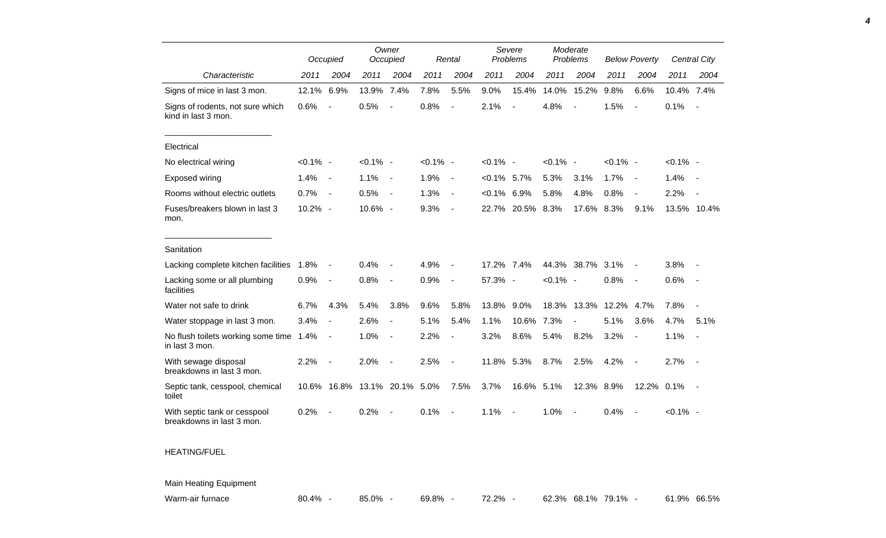| Characteristic | Occupied | | Owner Occupied | | Rental | | Severe Problems | | Moderate Problems | | Below Poverty | | Central City | |
|---|---|---|---|---|---|---|---|---|---|---|---|---|---|---|
| | 2011 | 2004 | 2011 | 2004 | 2011 | 2004 | 2011 | 2004 | 2011 | 2004 | 2011 | 2004 | 2011 | 2004 |
| Signs of mice in last 3 mon. | 12.1% | 6.9% | 13.9% | 7.4% | 7.8% | 5.5% | 9.0% | 15.4% | 14.0% | 15.2% | 9.8% | 6.6% | 10.4% | 7.4% |
| Signs of rodents, not sure which kind in last 3 mon. | 0.6% | - | 0.5% | - | 0.8% | - | 2.1% | - | 4.8% | - | 1.5% | - | 0.1% | - |
| Electrical | | | | | | | | | | | | | | |
| No electrical wiring | <0.1% | - | <0.1% | - | <0.1% | - | <0.1% | - | <0.1% | - | <0.1% | - | <0.1% | - |
| Exposed wiring | 1.4% | - | 1.1% | - | 1.9% | - | <0.1% | 5.7% | 5.3% | 3.1% | 1.7% | - | 1.4% | - |
| Rooms without electric outlets | 0.7% | - | 0.5% | - | 1.3% | - | <0.1% | 6.9% | 5.8% | 4.8% | 0.8% | - | 2.2% | - |
| Fuses/breakers blown in last 3 mon. | 10.2% | - | 10.6% | - | 9.3% | - | 22.7% | 20.5% | 8.3% | 17.6% | 8.3% | 9.1% | 13.5% | 10.4% |
| Sanitation | | | | | | | | | | | | | | |
| Lacking complete kitchen facilities | 1.8% | - | 0.4% | - | 4.9% | - | 17.2% | 7.4% | 44.3% | 38.7% | 3.1% | - | 3.8% | - |
| Lacking some or all plumbing facilities | 0.9% | - | 0.8% | - | 0.9% | - | 57.3% | - | <0.1% | - | 0.8% | - | 0.6% | - |
| Water not safe to drink | 6.7% | 4.3% | 5.4% | 3.8% | 9.6% | 5.8% | 13.8% | 9.0% | 18.3% | 13.3% | 12.2% | 4.7% | 7.8% | - |
| Water stoppage in last 3 mon. | 3.4% | - | 2.6% | - | 5.1% | 5.4% | 1.1% | 10.6% | 7.3% | - | 5.1% | 3.6% | 4.7% | 5.1% |
| No flush toilets working some time in last 3 mon. | 1.4% | - | 1.0% | - | 2.2% | - | 3.2% | 8.6% | 5.4% | 8.2% | 3.2% | - | 1.1% | - |
| With sewage disposal breakdowns in last 3 mon. | 2.2% | - | 2.0% | - | 2.5% | - | 11.8% | 5.3% | 8.7% | 2.5% | 4.2% | - | 2.7% | - |
| Septic tank, cesspool, chemical toilet | 10.6% | 16.8% | 13.1% | 20.1% | 5.0% | 7.5% | 3.7% | 16.6% | 5.1% | 12.3% | 8.9% | 12.2% | 0.1% | - |
| With septic tank or cesspool breakdowns in last 3 mon. | 0.2% | - | 0.2% | - | 0.1% | - | 1.1% | - | 1.0% | - | 0.4% | - | <0.1% | - |
| HEATING/FUEL | | | | | | | | | | | | | | |
| Main Heating Equipment | | | | | | | | | | | | | | |
| Warm-air furnace | 80.4% | - | 85.0% | - | 69.8% | - | 72.2% | - | 62.3% | 68.1% | 79.1% | - | 61.9% | 66.5% |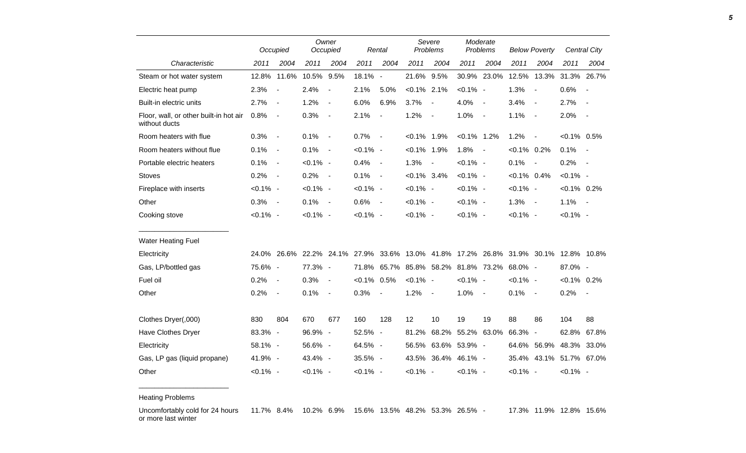| Characteristic | Occupied | | Owner Occupied | | Rental | | Severe Problems | | Moderate Problems | | Below Poverty | | Central City | |
|---|---|---|---|---|---|---|---|---|---|---|---|---|---|---|
| | 2011 | 2004 | 2011 | 2004 | 2011 | 2004 | 2011 | 2004 | 2011 | 2004 | 2011 | 2004 | 2011 | 2004 |
| Steam or hot water system | 12.8% | 11.6% | 10.5% | 9.5% | 18.1% | - | 21.6% | 9.5% | 30.9% | 23.0% | 12.5% | 13.3% | 31.3% | 26.7% |
| Electric heat pump | 2.3% | - | 2.4% | - | 2.1% | 5.0% | <0.1% | 2.1% | <0.1% | - | 1.3% | - | 0.6% | - |
| Built-in electric units | 2.7% | - | 1.2% | - | 6.0% | 6.9% | 3.7% | - | 4.0% | - | 3.4% | - | 2.7% | - |
| Floor, wall, or other built-in hot air without ducts | 0.8% | - | 0.3% | - | 2.1% | - | 1.2% | - | 1.0% | - | 1.1% | - | 2.0% | - |
| Room heaters with flue | 0.3% | - | 0.1% | - | 0.7% | - | <0.1% | 1.9% | <0.1% | 1.2% | 1.2% | - | <0.1% | 0.5% |
| Room heaters without flue | 0.1% | - | 0.1% | - | <0.1% | - | <0.1% | 1.9% | 1.8% | - | <0.1% | 0.2% | 0.1% | - |
| Portable electric heaters | 0.1% | - | <0.1% | - | 0.4% | - | 1.3% | - | <0.1% | - | 0.1% | - | 0.2% | - |
| Stoves | 0.2% | - | 0.2% | - | 0.1% | - | <0.1% | 3.4% | <0.1% | - | <0.1% | 0.4% | <0.1% | - |
| Fireplace with inserts | <0.1% | - | <0.1% | - | <0.1% | - | <0.1% | - | <0.1% | - | <0.1% | - | <0.1% | 0.2% |
| Other | 0.3% | - | 0.1% | - | 0.6% | - | <0.1% | - | <0.1% | - | 1.3% | - | 1.1% | - |
| Cooking stove | <0.1% | - | <0.1% | - | <0.1% | - | <0.1% | - | <0.1% | - | <0.1% | - | <0.1% | - |
| **Water Heating Fuel** | | | | | | | | | | | | | | |
| Electricity | 24.0% | 26.6% | 22.2% | 24.1% | 27.9% | 33.6% | 13.0% | 41.8% | 17.2% | 26.8% | 31.9% | 30.1% | 12.8% | 10.8% |
| Gas, LP/bottled gas | 75.6% | - | 77.3% | - | 71.8% | 65.7% | 85.8% | 58.2% | 81.8% | 73.2% | 68.0% | - | 87.0% | - |
| Fuel oil | 0.2% | - | 0.3% | - | <0.1% | 0.5% | <0.1% | - | <0.1% | - | <0.1% | - | <0.1% | 0.2% |
| Other | 0.2% | - | 0.1% | - | 0.3% | - | 1.2% | - | 1.0% | - | 0.1% | - | 0.2% | - |
| Clothes Dryer(,000) | 830 | 804 | 670 | 677 | 160 | 128 | 12 | 10 | 19 | 19 | 88 | 86 | 104 | 88 |
| Have Clothes Dryer | 83.3% | - | 96.9% | - | 52.5% | - | 81.2% | 68.2% | 55.2% | 63.0% | 66.3% | - | 62.8% | 67.8% |
| Electricity | 58.1% | - | 56.6% | - | 64.5% | - | 56.5% | 63.6% | 53.9% | - | 64.6% | 56.9% | 48.3% | 33.0% |
| Gas, LP gas (liquid propane) | 41.9% | - | 43.4% | - | 35.5% | - | 43.5% | 36.4% | 46.1% | - | 35.4% | 43.1% | 51.7% | 67.0% |
| Other | <0.1% | - | <0.1% | - | <0.1% | - | <0.1% | - | <0.1% | - | <0.1% | - | <0.1% | - |
| **Heating Problems** | | | | | | | | | | | | | | |
| Uncomfortably cold for 24 hours or more last winter | 11.7% | 8.4% | 10.2% | 6.9% | 15.6% | 13.5% | 48.2% | 53.3% | 26.5% | - | 17.3% | 11.9% | 12.8% | 15.6% |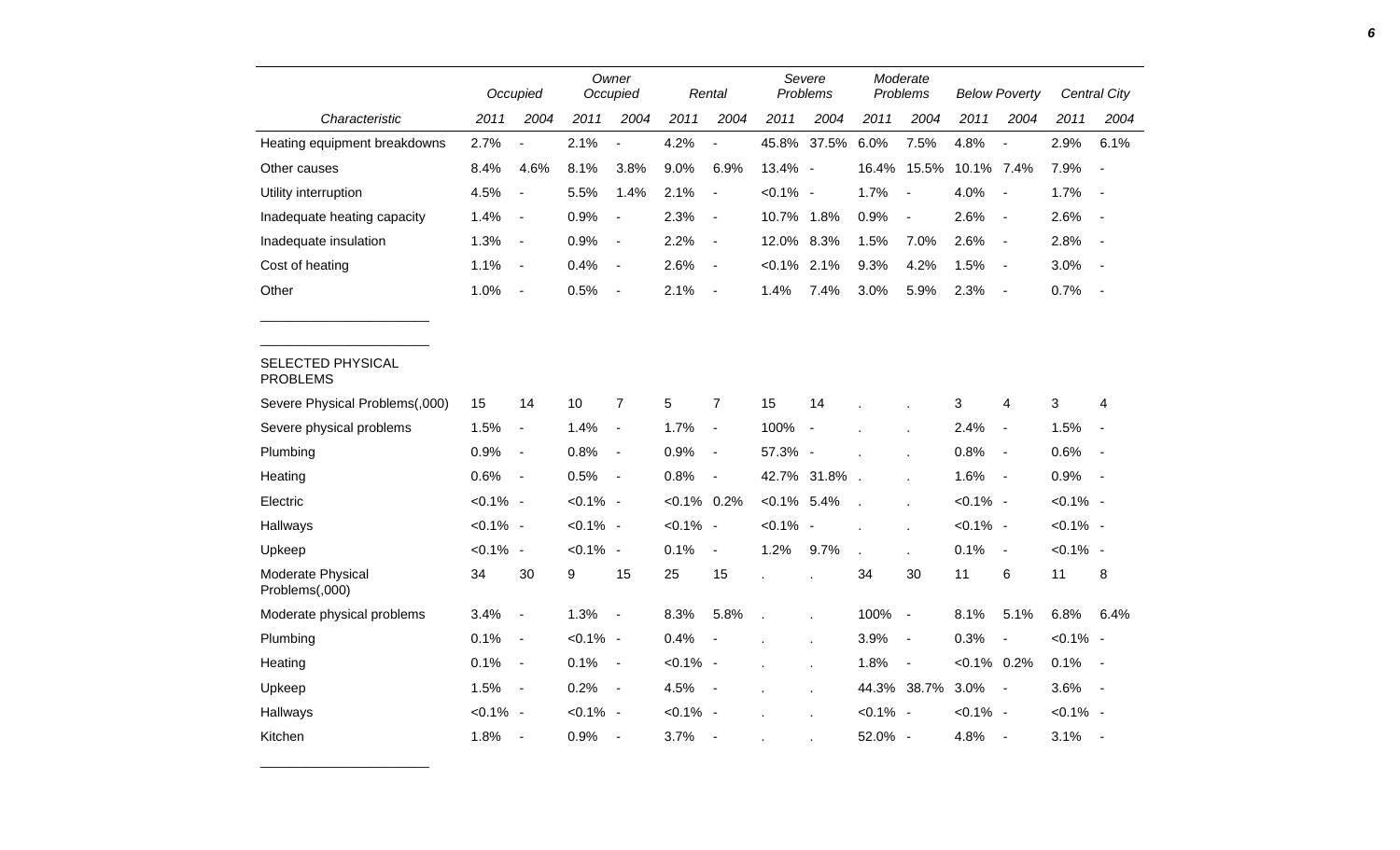| Characteristic | Occupied 2011 | Occupied 2004 | Owner Occupied 2011 | Owner Occupied 2004 | Rental 2011 | Rental 2004 | Severe Problems 2011 | Severe Problems 2004 | Moderate Problems 2011 | Moderate Problems 2004 | Below Poverty 2011 | Below Poverty 2004 | Central City 2011 | Central City 2004 |
|---|---|---|---|---|---|---|---|---|---|---|---|---|---|---|
| Heating equipment breakdowns | 2.7% | - | 2.1% | - | 4.2% | - | 45.8% | 37.5% | 6.0% | 7.5% | 4.8% | - | 2.9% | 6.1% |
| Other causes | 8.4% | 4.6% | 8.1% | 3.8% | 9.0% | 6.9% | 13.4% | - | 16.4% | 15.5% | 10.1% | 7.4% | 7.9% | - |
| Utility interruption | 4.5% | - | 5.5% | 1.4% | 2.1% | - | <0.1% | - | 1.7% | - | 4.0% | - | 1.7% | - |
| Inadequate heating capacity | 1.4% | - | 0.9% | - | 2.3% | - | 10.7% | 1.8% | 0.9% | - | 2.6% | - | 2.6% | - |
| Inadequate insulation | 1.3% | - | 0.9% | - | 2.2% | - | 12.0% | 8.3% | 1.5% | 7.0% | 2.6% | - | 2.8% | - |
| Cost of heating | 1.1% | - | 0.4% | - | 2.6% | - | <0.1% | 2.1% | 9.3% | 4.2% | 1.5% | - | 3.0% | - |
| Other | 1.0% | - | 0.5% | - | 2.1% | - | 1.4% | 7.4% | 3.0% | 5.9% | 2.3% | - | 0.7% | - |
| SELECTED PHYSICAL PROBLEMS | | | | | | | | | | | | | | |
| Severe Physical Problems(,000) | 15 | 14 | 10 | 7 | 5 | 7 | 15 | 14 | . | . | 3 | 4 | 3 | 4 |
| Severe physical problems | 1.5% | - | 1.4% | - | 1.7% | - | 100% | - | . | . | 2.4% | - | 1.5% | - |
| Plumbing | 0.9% | - | 0.8% | - | 0.9% | - | 57.3% | - | . | . | 0.8% | - | 0.6% | - |
| Heating | 0.6% | - | 0.5% | - | 0.8% | - | 42.7% | 31.8% | . | . | 1.6% | - | 0.9% | - |
| Electric | <0.1% | - | <0.1% | - | <0.1% | 0.2% | <0.1% | 5.4% | . | . | <0.1% | - | <0.1% | - |
| Hallways | <0.1% | - | <0.1% | - | <0.1% | - | <0.1% | - | . | . | <0.1% | - | <0.1% | - |
| Upkeep | <0.1% | - | <0.1% | - | 0.1% | - | 1.2% | 9.7% | . | . | 0.1% | - | <0.1% | - |
| Moderate Physical Problems(,000) | 34 | 30 | 9 | 15 | 25 | 15 | . | . | 34 | 30 | 11 | 6 | 11 | 8 |
| Moderate physical problems | 3.4% | - | 1.3% | - | 8.3% | 5.8% | . | . | 100% | - | 8.1% | 5.1% | 6.8% | 6.4% |
| Plumbing | 0.1% | - | <0.1% | - | 0.4% | - | . | . | 3.9% | - | 0.3% | - | <0.1% | - |
| Heating | 0.1% | - | 0.1% | - | <0.1% | - | . | . | 1.8% | - | <0.1% | 0.2% | 0.1% | - |
| Upkeep | 1.5% | - | 0.2% | - | 4.5% | - | . | . | 44.3% | 38.7% | 3.0% | - | 3.6% | - |
| Hallways | <0.1% | - | <0.1% | - | <0.1% | - | . | . | <0.1% | - | <0.1% | - | <0.1% | - |
| Kitchen | 1.8% | - | 0.9% | - | 3.7% | - | . | . | 52.0% | - | 4.8% | - | 3.1% | - |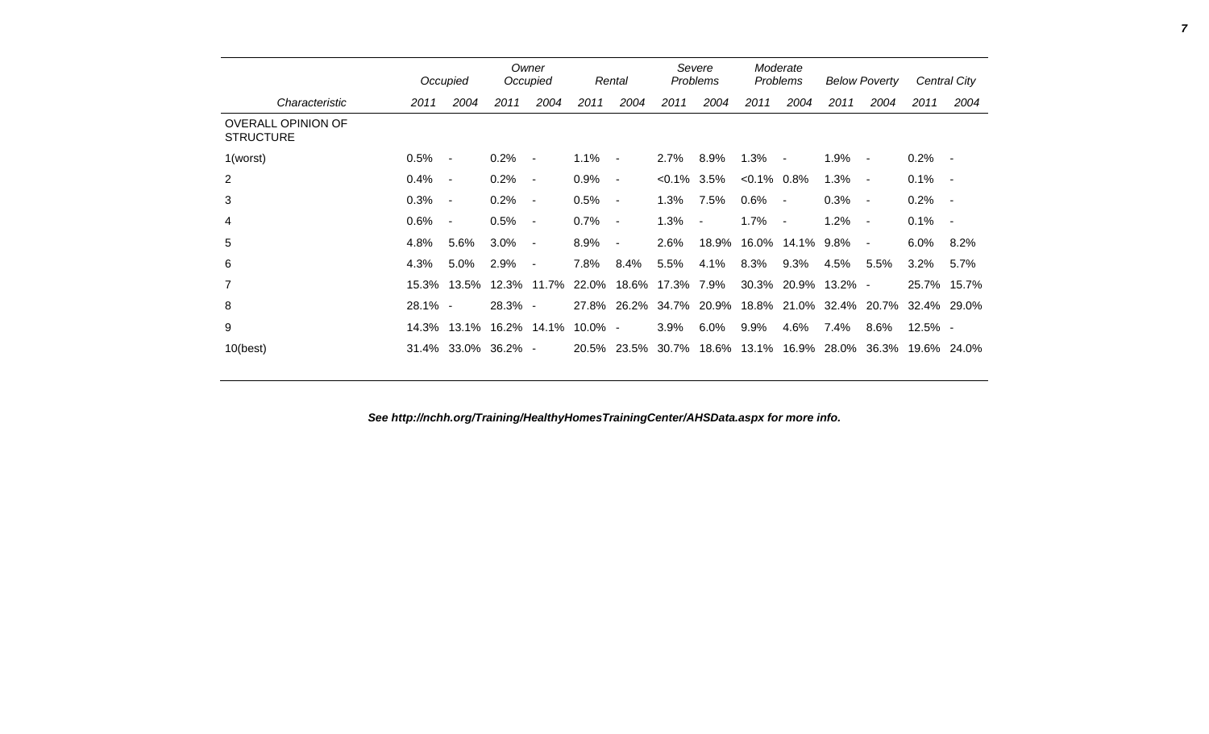| | Occupied | | Owner Occupied | | Rental | | Severe Problems | | Moderate Problems | | Below Poverty | | Central City | |
|---|---|---|---|---|---|---|---|---|---|---|---|---|---|---|
| *Characteristic* | *2011* | *2004* | *2011* | *2004* | *2011* | *2004* | *2011* | *2004* | *2011* | *2004* | *2011* | *2004* | *2011* | *2004* |
| OVERALL OPINION OF STRUCTURE | | | | | | | | | | | | | | |
| 1(worst) | 0.5% | - | 0.2% | - | 1.1% | - | 2.7% | 8.9% | 1.3% | - | 1.9% | - | 0.2% | - |
| 2 | 0.4% | - | 0.2% | - | 0.9% | - | <0.1% | 3.5% | <0.1% | 0.8% | 1.3% | - | 0.1% | - |
| 3 | 0.3% | - | 0.2% | - | 0.5% | - | 1.3% | 7.5% | 0.6% | - | 0.3% | - | 0.2% | - |
| 4 | 0.6% | - | 0.5% | - | 0.7% | - | 1.3% | - | 1.7% | - | 1.2% | - | 0.1% | - |
| 5 | 4.8% | 5.6% | 3.0% | - | 8.9% | - | 2.6% | 18.9% | 16.0% | 14.1% | 9.8% | - | 6.0% | 8.2% |
| 6 | 4.3% | 5.0% | 2.9% | - | 7.8% | 8.4% | 5.5% | 4.1% | 8.3% | 9.3% | 4.5% | 5.5% | 3.2% | 5.7% |
| 7 | 15.3% | 13.5% | 12.3% | 11.7% | 22.0% | 18.6% | 17.3% | 7.9% | 30.3% | 20.9% | 13.2% | - | 25.7% | 15.7% |
| 8 | 28.1% | - | 28.3% | - | 27.8% | 26.2% | 34.7% | 20.9% | 18.8% | 21.0% | 32.4% | 20.7% | 32.4% | 29.0% |
| 9 | 14.3% | 13.1% | 16.2% | 14.1% | 10.0% | - | 3.9% | 6.0% | 9.9% | 4.6% | 7.4% | 8.6% | 12.5% | - |
| 10(best) | 31.4% | 33.0% | 36.2% | - | 20.5% | 23.5% | 30.7% | 18.6% | 13.1% | 16.9% | 28.0% | 36.3% | 19.6% | 24.0% |

***See http://nchh.org/Training/HealthyHomesTrainingCenter/AHSData.aspx for more info.***